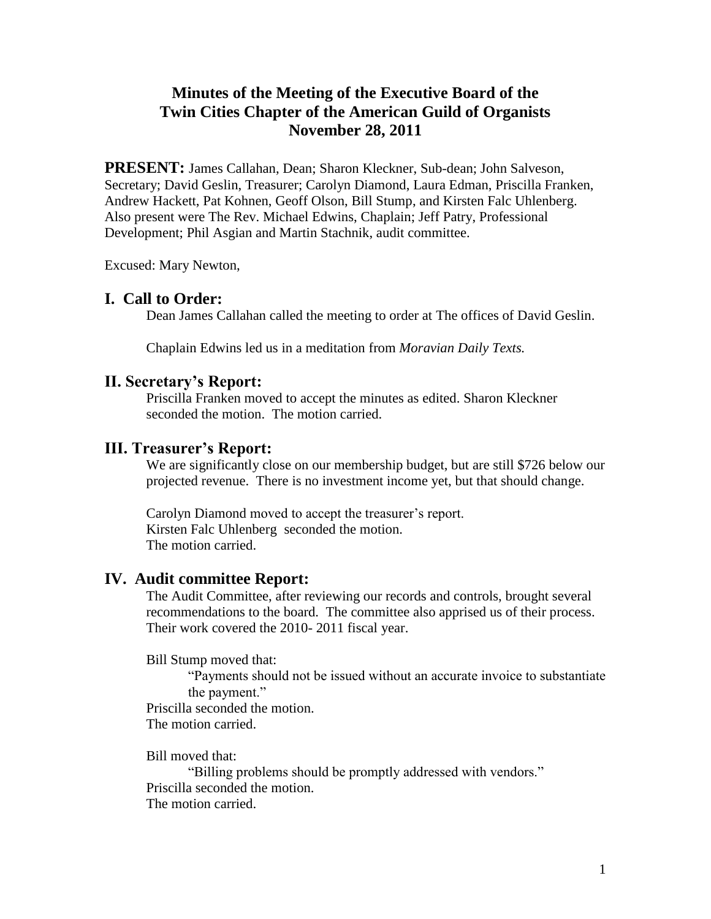# Minutes of the Meeting of the Executive Board of the Twin Cities Chapter of the American Guild of Organists November 28, 2011

**PRESENT:** James Callahan, Dean; Sharon Kleckner, Sub-dean; John Salveson, Secretary; David Geslin, Treasurer; Carolyn Diamond, Laura Edman, Priscilla Franken, Andrew Hackett, Pat Kohnen, Geoff Olson, Bill Stump, and Kirsten Falc Uhlenberg. Also present were The Rev. Michael Edwins, Chaplain; Jeff Patry, Professional Development; Phil Asgian and Martin Stachnik, audit committee.

Excused: Mary Newton,

## I. Call to Order:

Dean James Callahan called the meeting to order at The offices of David Geslin.

Chaplain Edwins led us in a meditation from *Moravian Daily Texts.*

## II. Secretary's Report:

Priscilla Franken moved to accept the minutes as edited. Sharon Kleckner seconded the motion. The motion carried.

## III. Treasurer's Report:

We are significantly close on our membership budget, but are still $726 below our projected revenue. There is no investment income yet, but that should change.

Carolyn Diamond moved to accept the treasurer's report.
Kirsten Falc Uhlenberg seconded the motion.
The motion carried.

## IV. Audit committee Report:

The Audit Committee, after reviewing our records and controls, brought several recommendations to the board. The committee also apprised us of their process. Their work covered the 2010- 2011 fiscal year.

Bill Stump moved that:

> "Payments should not be issued without an accurate invoice to substantiate the payment."

Priscilla seconded the motion.
The motion carried.

Bill moved that:

> "Billing problems should be promptly addressed with vendors."

Priscilla seconded the motion.
The motion carried.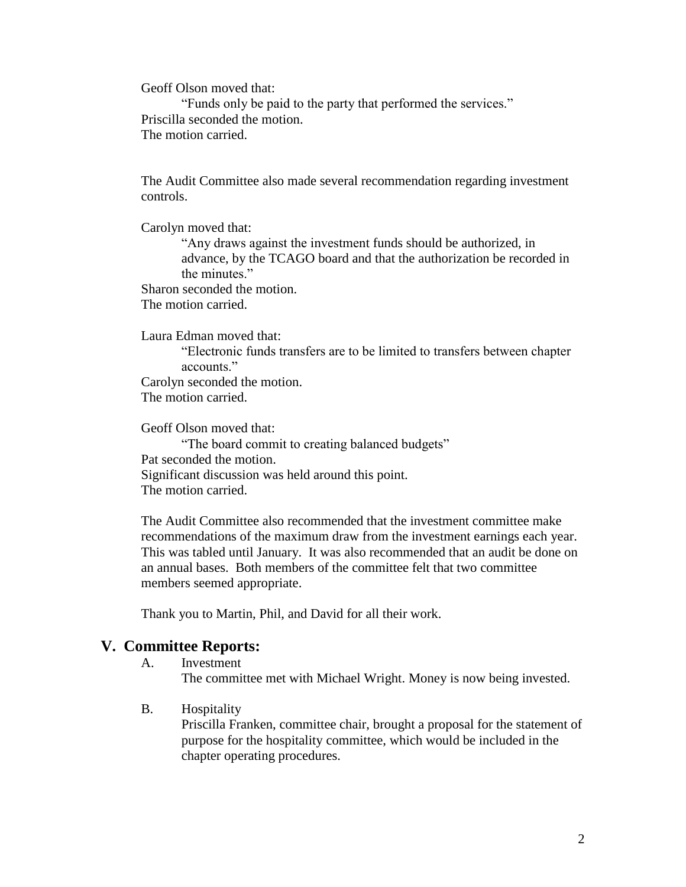Geoff Olson moved that:

> "Funds only be paid to the party that performed the services."

Priscilla seconded the motion.
The motion carried.

The Audit Committee also made several recommendation regarding investment controls.

Carolyn moved that:

> "Any draws against the investment funds should be authorized, in advance, by the TCAGO board and that the authorization be recorded in the minutes."

Sharon seconded the motion.
The motion carried.

Laura Edman moved that:

> "Electronic funds transfers are to be limited to transfers between chapter accounts."

Carolyn seconded the motion.
The motion carried.

Geoff Olson moved that:

> "The board commit to creating balanced budgets"

Pat seconded the motion.
Significant discussion was held around this point.
The motion carried.

The Audit Committee also recommended that the investment committee make recommendations of the maximum draw from the investment earnings each year. This was tabled until January. It was also recommended that an audit be done on an annual bases. Both members of the committee felt that two committee members seemed appropriate.

Thank you to Martin, Phil, and David for all their work.

## V. Committee Reports:

A. Investment
The committee met with Michael Wright. Money is now being invested.

B. Hospitality
Priscilla Franken, committee chair, brought a proposal for the statement of purpose for the hospitality committee, which would be included in the chapter operating procedures.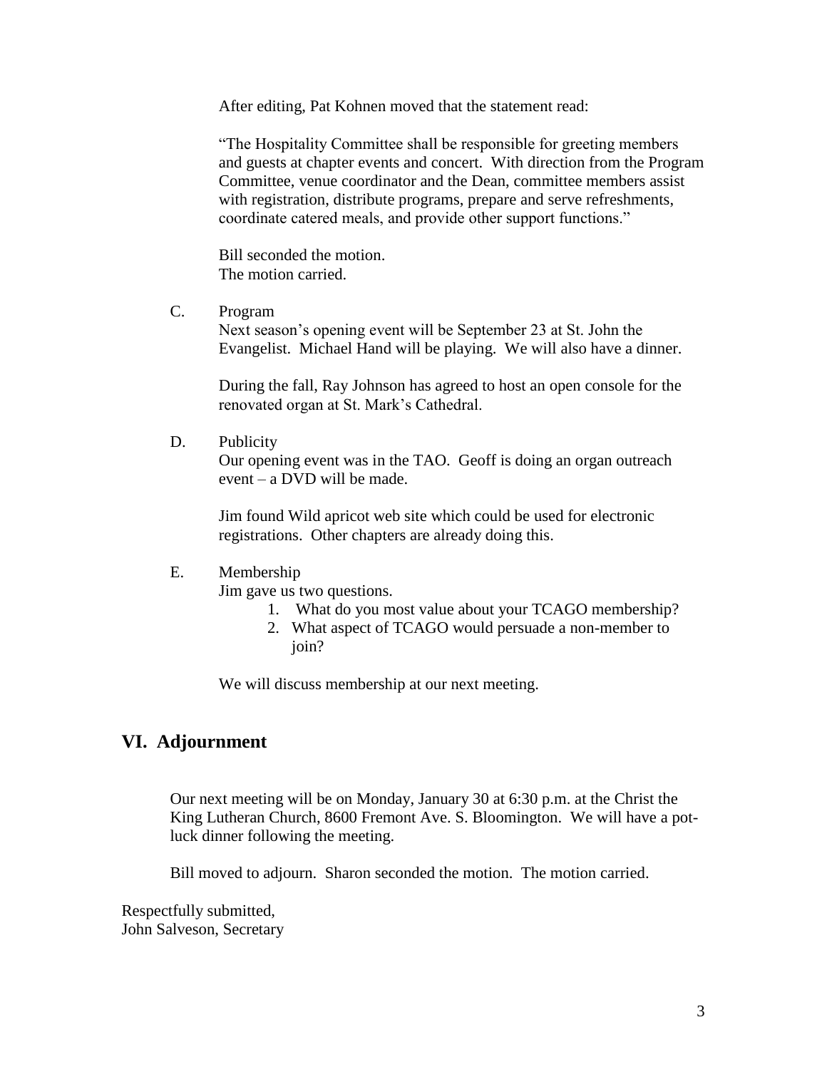After editing, Pat Kohnen moved that the statement read:

"The Hospitality Committee shall be responsible for greeting members and guests at chapter events and concert. With direction from the Program Committee, venue coordinator and the Dean, committee members assist with registration, distribute programs, prepare and serve refreshments, coordinate catered meals, and provide other support functions."

Bill seconded the motion.
The motion carried.

C. Program

Next season's opening event will be September 23 at St. John the Evangelist. Michael Hand will be playing. We will also have a dinner.

During the fall, Ray Johnson has agreed to host an open console for the renovated organ at St. Mark's Cathedral.

D. Publicity

Our opening event was in the TAO. Geoff is doing an organ outreach event – a DVD will be made.

Jim found Wild apricot web site which could be used for electronic registrations. Other chapters are already doing this.

E. Membership

Jim gave us two questions.

1. What do you most value about your TCAGO membership?
2. What aspect of TCAGO would persuade a non-member to join?

We will discuss membership at our next meeting.

## VI. Adjournment

Our next meeting will be on Monday, January 30 at 6:30 p.m. at the Christ the King Lutheran Church, 8600 Fremont Ave. S. Bloomington. We will have a pot-luck dinner following the meeting.

Bill moved to adjourn. Sharon seconded the motion. The motion carried.

Respectfully submitted,
John Salveson, Secretary